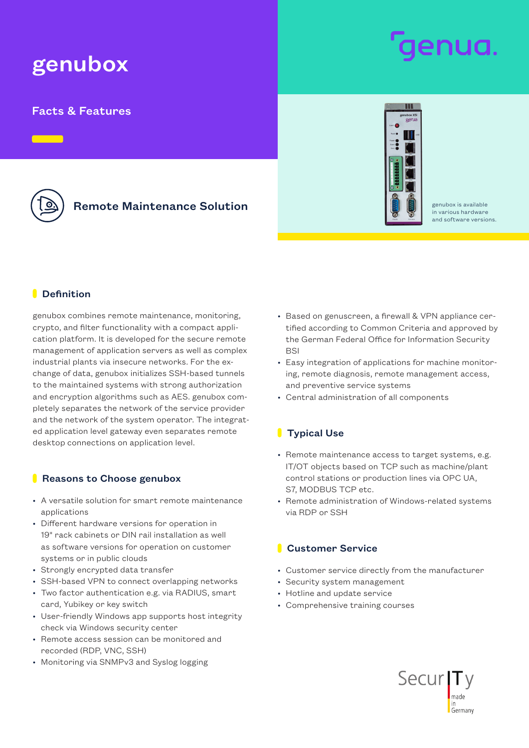# genubox

## Facts & Features

genua.

### Remote Maintenance Solution

genubox is available in various hardware and software versions.

## Definition

genubox combines remote maintenance, monitoring, crypto, and filter functionality with a compact application platform. It is developed for the secure remote management of application servers as well as complex industrial plants via insecure networks. For the exchange of data, genubox initializes SSH-based tunnels to the maintained systems with strong authorization and encryption algorithms such as AES. genubox completely separates the network of the service provider and the network of the system operator. The integrated application level gateway even separates remote desktop connections on application level.

## Reasons to Choose genubox

- A versatile solution for smart remote maintenance applications
- Different hardware versions for operation in 19" rack cabinets or DIN rail installation as well as software versions for operation on customer systems or in public clouds
- Strongly encrypted data transfer
- SSH-based VPN to connect overlapping networks
- Two factor authentication e.g. via RADIUS, smart card, Yubikey or key switch
- User-friendly Windows app supports host integrity check via Windows security center
- Remote access session can be monitored and recorded (RDP, VNC, SSH)
- Monitoring via SNMPv3 and Syslog logging
- Based on genuscreen, a firewall & VPN appliance certified according to Common Criteria and approved by the German Federal Office for Information Security BSI
- Easy integration of applications for machine monitoring, remote diagnosis, remote management access, and preventive service systems
- Central administration of all components

## Typical Use

- Remote maintenance access to target systems, e.g. IT/OT objects based on TCP such as machine/plant control stations or production lines via OPC UA, S7, MODBUS TCP etc.
- Remote administration of Windows-related systems via RDP or SSH

## Customer Service

- Customer service directly from the manufacturer
- Security system management
- Hotline and update service
- Comprehensive training courses

SecurITy made in Germany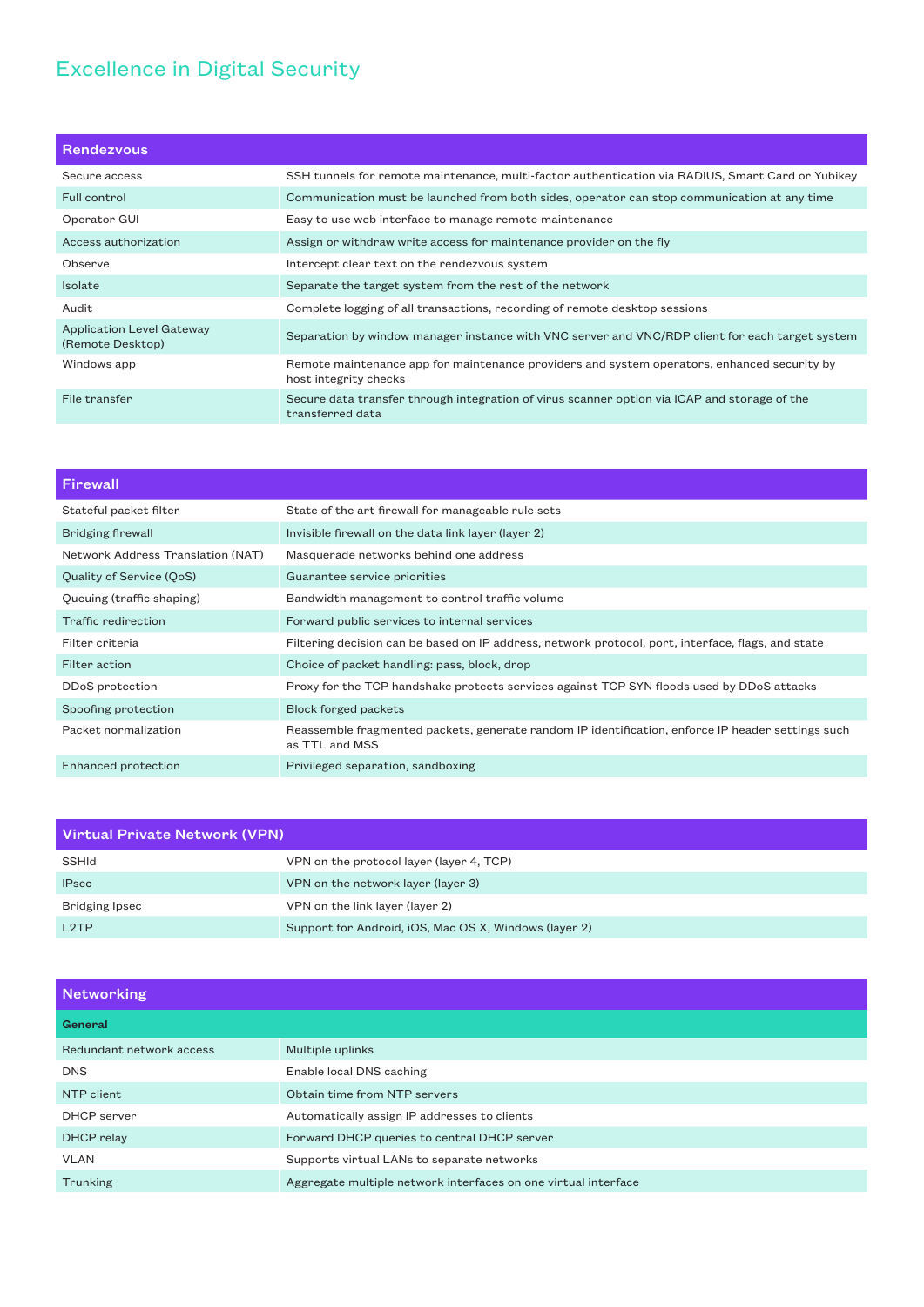## Excellence in Digital Security

| Rendezvous | |
|---|---|
| Secure access | SSH tunnels for remote maintenance, multi-factor authentication via RADIUS, Smart Card or Yubikey |
| Full control | Communication must be launched from both sides, operator can stop communication at any time |
| Operator GUI | Easy to use web interface to manage remote maintenance |
| Access authorization | Assign or withdraw write access for maintenance provider on the fly |
| Observe | Intercept clear text on the rendezvous system |
| Isolate | Separate the target system from the rest of the network |
| Audit | Complete logging of all transactions, recording of remote desktop sessions |
| Application Level Gateway (Remote Desktop) | Separation by window manager instance with VNC server and VNC/RDP client for each target system |
| Windows app | Remote maintenance app for maintenance providers and system operators, enhanced security by host integrity checks |
| File transfer | Secure data transfer through integration of virus scanner option via ICAP and storage of the transferred data |

| Firewall | |
|---|---|
| Stateful packet filter | State of the art firewall for manageable rule sets |
| Bridging firewall | Invisible firewall on the data link layer (layer 2) |
| Network Address Translation (NAT) | Masquerade networks behind one address |
| Quality of Service (QoS) | Guarantee service priorities |
| Queuing (traffic shaping) | Bandwidth management to control traffic volume |
| Traffic redirection | Forward public services to internal services |
| Filter criteria | Filtering decision can be based on IP address, network protocol, port, interface, flags, and state |
| Filter action | Choice of packet handling: pass, block, drop |
| DDoS protection | Proxy for the TCP handshake protects services against TCP SYN floods used by DDoS attacks |
| Spoofing protection | Block forged packets |
| Packet normalization | Reassemble fragmented packets, generate random IP identification, enforce IP header settings such as TTL and MSS |
| Enhanced protection | Privileged separation, sandboxing |

| Virtual Private Network (VPN) | |
|---|---|
| SSHld | VPN on the protocol layer (layer 4, TCP) |
| IPsec | VPN on the network layer (layer 3) |
| Bridging Ipsec | VPN on the link layer (layer 2) |
| L2TP | Support for Android, iOS, Mac OS X, Windows (layer 2) |

| Networking | |
|---|---|
| **General** | |
| Redundant network access | Multiple uplinks |
| DNS | Enable local DNS caching |
| NTP client | Obtain time from NTP servers |
| DHCP server | Automatically assign IP addresses to clients |
| DHCP relay | Forward DHCP queries to central DHCP server |
| VLAN | Supports virtual LANs to separate networks |
| Trunking | Aggregate multiple network interfaces on one virtual interface |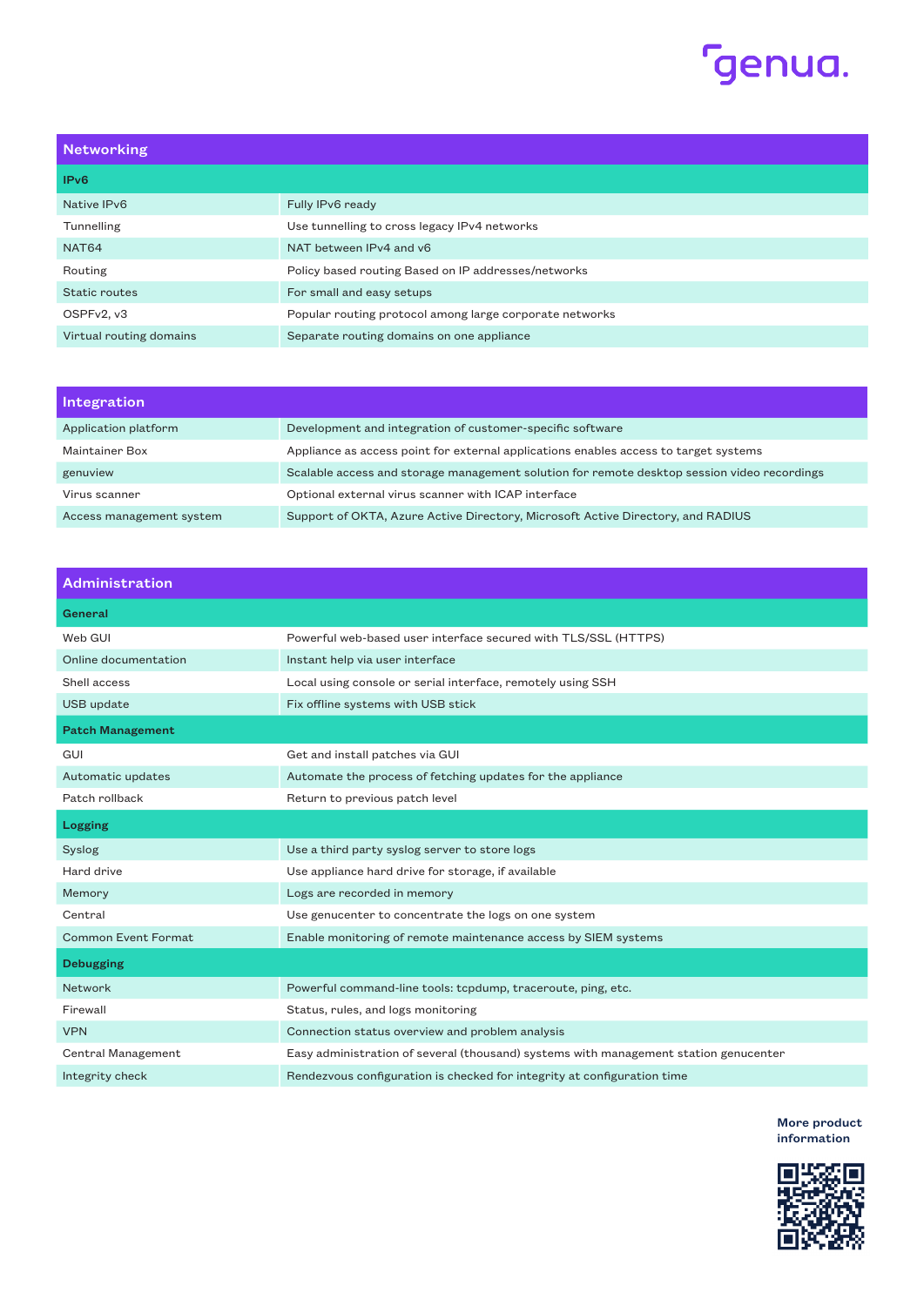## Networking

| IPv6 | |
|---|---|
| Native IPv6 | Fully IPv6 ready |
| Tunnelling | Use tunnelling to cross legacy IPv4 networks |
| NAT64 | NAT between IPv4 and v6 |
| Routing | Policy based routing Based on IP addresses/networks |
| Static routes | For small and easy setups |
| OSPFv2, v3 | Popular routing protocol among large corporate networks |
| Virtual routing domains | Separate routing domains on one appliance |

## Integration

| | |
|---|---|
| Application platform | Development and integration of customer-specific software |
| Maintainer Box | Appliance as access point for external applications enables access to target systems |
| genuview | Scalable access and storage management solution for remote desktop session video recordings |
| Virus scanner | Optional external virus scanner with ICAP interface |
| Access management system | Support of OKTA, Azure Active Directory, Microsoft Active Directory, and RADIUS |

## Administration

| **General** | |
|---|---|
| Web GUI | Powerful web-based user interface secured with TLS/SSL (HTTPS) |
| Online documentation | Instant help via user interface |
| Shell access | Local using console or serial interface, remotely using SSH |
| USB update | Fix offline systems with USB stick |
| **Patch Management** | |
| GUI | Get and install patches via GUI |
| Automatic updates | Automate the process of fetching updates for the appliance |
| Patch rollback | Return to previous patch level |
| **Logging** | |
| Syslog | Use a third party syslog server to store logs |
| Hard drive | Use appliance hard drive for storage, if available |
| Memory | Logs are recorded in memory |
| Central | Use genucenter to concentrate the logs on one system |
| Common Event Format | Enable monitoring of remote maintenance access by SIEM systems |
| **Debugging** | |
| Network | Powerful command-line tools: tcpdump, traceroute, ping, etc. |
| Firewall | Status, rules, and logs monitoring |
| VPN | Connection status overview and problem analysis |
| Central Management | Easy administration of several (thousand) systems with management station genucenter |
| Integrity check | Rendezvous configuration is checked for integrity at configuration time |

**More product information**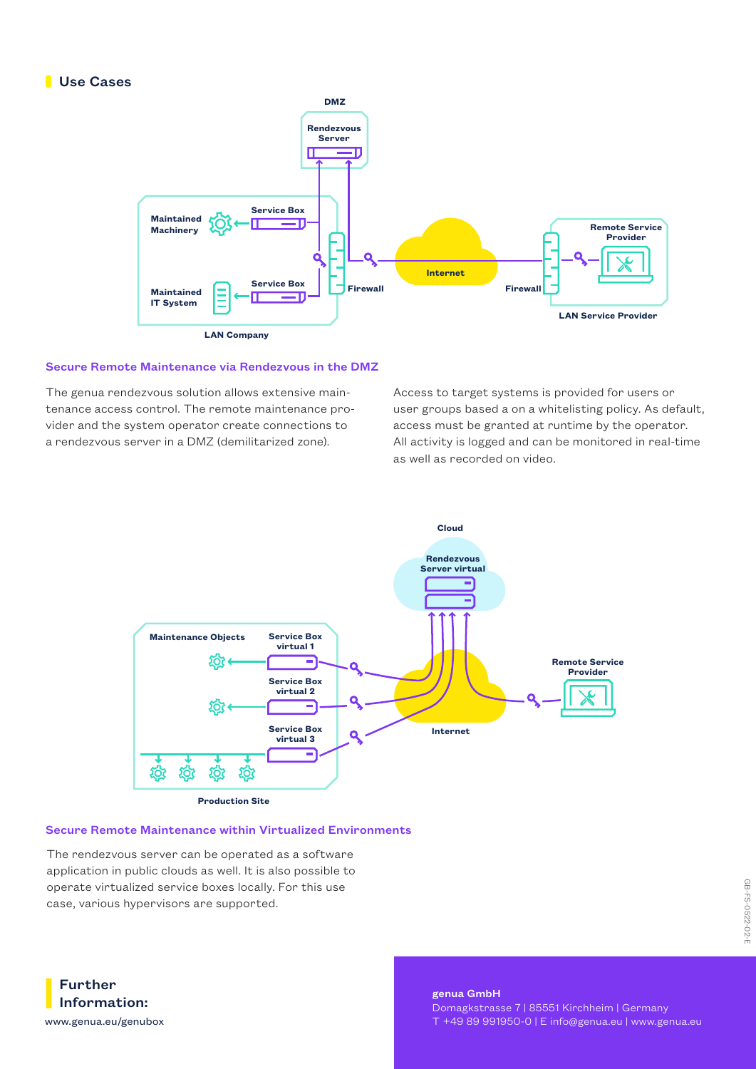## Use Cases

DMZ

Rendezvous Server

Maintained Machinery

Service Box

Maintained IT System

Service Box

Firewall

Internet

Firewall

Remote Service Provider

LAN Service Provider

LAN Company

### Secure Remote Maintenance via Rendezvous in the DMZ

The genua rendezvous solution allows extensive maintenance access control. The remote maintenance provider and the system operator create connections to a rendezvous server in a DMZ (demilitarized zone).

Access to target systems is provided for users or user groups based a on a whitelisting policy. As default, access must be granted at runtime by the operator. All activity is logged and can be monitored in real-time as well as recorded on video.

Cloud

Rendezvous Server virtual

Maintenance Objects

Service Box virtual 1

Service Box virtual 2

Service Box virtual 3

Remote Service Provider

Internet

Production Site

### Secure Remote Maintenance within Virtualized Environments

The rendezvous server can be operated as a software application in public clouds as well. It is also possible to operate virtualized service boxes locally. For this use case, various hypervisors are supported.

GB-FS-0522-02-E

**Further Information:**

www.genua.eu/genubox

**genua GmbH**
Domagkstrasse 7 | 85551 Kirchheim | Germany
T +49 89 991950-0 | E info@genua.eu | www.genua.eu